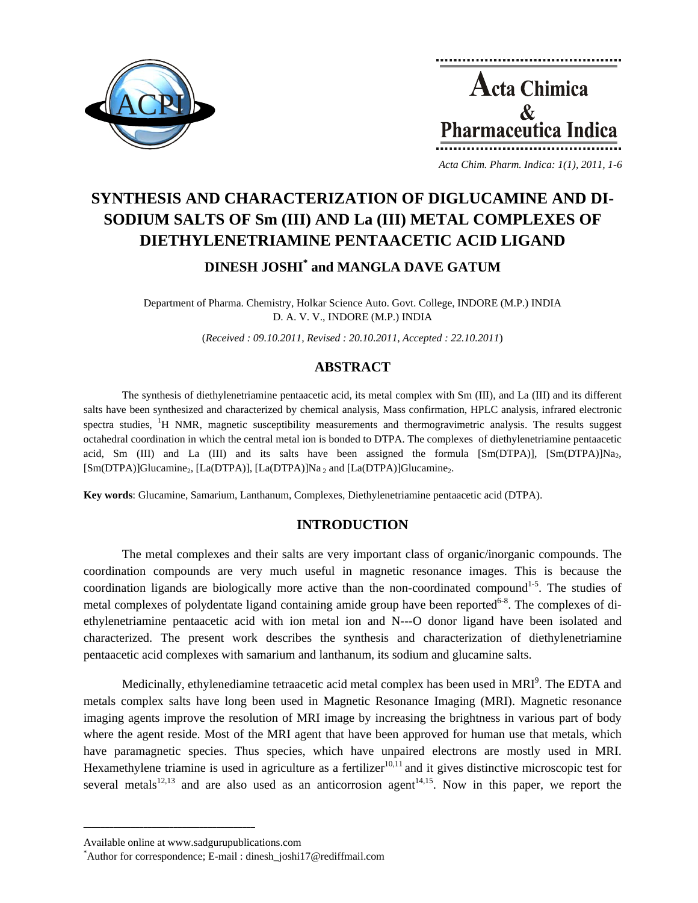# SYNTHESIS AND CHARACTERIZATION OF DIGLUCAMINE AND DI-SODIUM SALTS OF Sm (III) AND La (III) METAL COMPLEXES OF DIETHYLENETRIAMINE PENTAACETIC ACID LIGAND

**DINESH JOSHI* and MANGLA DAVE GATUM**

Department of Pharma. Chemistry, Holkar Science Auto. Govt. College, INDORE (M.P.) INDIA
D. A. V. V., INDORE (M.P.) INDIA

(*Received : 09.10.2011, Revised : 20.10.2011, Accepted : 22.10.2011*)

## ABSTRACT

The synthesis of diethylenetriamine pentaacetic acid, its metal complex with Sm (III), and La (III) and its different salts have been synthesized and characterized by chemical analysis, Mass confirmation, HPLC analysis, infrared electronic spectra studies, $^{1}$H NMR, magnetic susceptibility measurements and thermogravimetric analysis. The results suggest octahedral coordination in which the central metal ion is bonded to DTPA. The complexes of diethylenetriamine pentaacetic acid, Sm (III) and La (III) and its salts have been assigned the formula [Sm(DTPA)], [Sm(DTPA)]$Na_2$, [Sm(DTPA)]$Glucamine_2$, [La(DTPA)], [La(DTPA)]$Na_2$ and [La(DTPA)]$Glucamine_2$.

**Key words**: Glucamine, Samarium, Lanthanum, Complexes, Diethylenetriamine pentaacetic acid (DTPA).

## INTRODUCTION

The metal complexes and their salts are very important class of organic/inorganic compounds. The coordination compounds are very much useful in magnetic resonance images. This is because the coordination ligands are biologically more active than the non-coordinated compound[1-5]. The studies of metal complexes of polydentate ligand containing amide group have been reported[6-8]. The complexes of di-ethylenetriamine pentaacetic acid with ion metal ion and N---O donor ligand have been isolated and characterized. The present work describes the synthesis and characterization of diethylenetriamine pentaacetic acid complexes with samarium and lanthanum, its sodium and glucamine salts.

Medicinally, ethylenediamine tetraacetic acid metal complex has been used in MRI[9]. The EDTA and metals complex salts have long been used in Magnetic Resonance Imaging (MRI). Magnetic resonance imaging agents improve the resolution of MRI image by increasing the brightness in various part of body where the agent reside. Most of the MRI agent that have been approved for human use that metals, which have paramagnetic species. Thus species, which have unpaired electrons are mostly used in MRI. Hexamethylene triamine is used in agriculture as a fertilizer[10,11] and it gives distinctive microscopic test for several metals[12,13] and are also used as an anticorrosion agent[14,15]. Now in this paper, we report the

---

Available online at www.sadgurupublications.com

*Author for correspondence; E-mail : dinesh_joshi17@rediffmail.com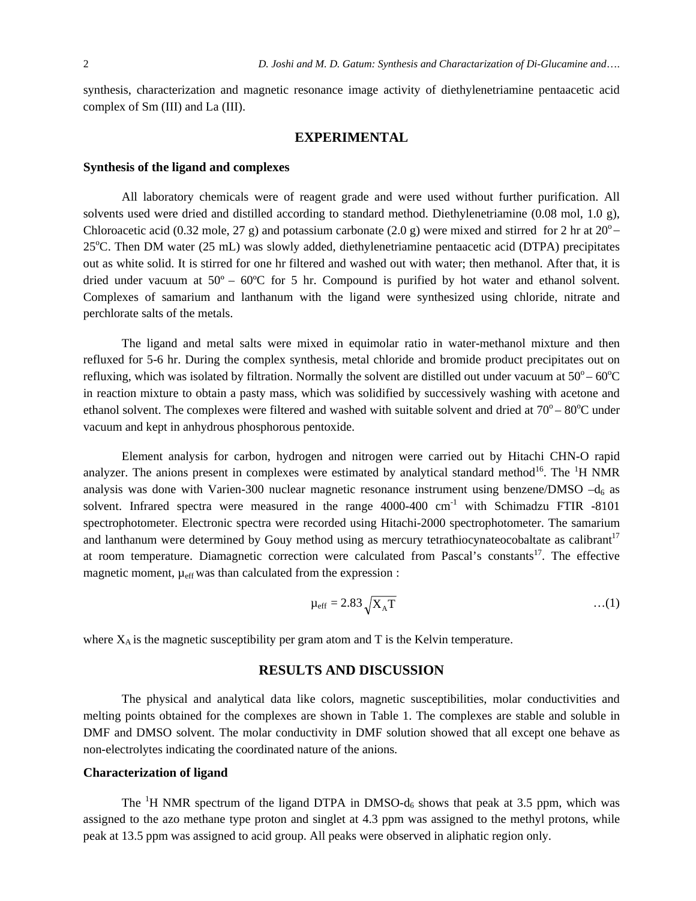synthesis, characterization and magnetic resonance image activity of diethylenetriamine pentaacetic acid complex of Sm (III) and La (III).

## EXPERIMENTAL

### Synthesis of the ligand and complexes

All laboratory chemicals were of reagent grade and were used without further purification. All solvents used were dried and distilled according to standard method. Diethylenetriamine (0.08 mol, 1.0 g), Chloroacetic acid (0.32 mole, 27 g) and potassium carbonate (2.0 g) were mixed and stirred for 2 hr at $20^o – 25^oC$. Then DM water (25 mL) was slowly added, diethylenetriamine pentaacetic acid (DTPA) precipitates out as white solid. It is stirred for one hr filtered and washed out with water; then methanol. After that, it is dried under vacuum at 50º – 60ºC for 5 hr. Compound is purified by hot water and ethanol solvent. Complexes of samarium and lanthanum with the ligand were synthesized using chloride, nitrate and perchlorate salts of the metals.

The ligand and metal salts were mixed in equimolar ratio in water-methanol mixture and then refluxed for 5-6 hr. During the complex synthesis, metal chloride and bromide product precipitates out on refluxing, which was isolated by filtration. Normally the solvent are distilled out under vacuum at $50^o – 60^oC$ in reaction mixture to obtain a pasty mass, which was solidified by successively washing with acetone and ethanol solvent. The complexes were filtered and washed with suitable solvent and dried at $70^o – 80^oC$ under vacuum and kept in anhydrous phosphorous pentoxide.

Element analysis for carbon, hydrogen and nitrogen were carried out by Hitachi CHN-O rapid analyzer. The anions present in complexes were estimated by analytical standard method[16]. The $^1H$ NMR analysis was done with Varien-300 nuclear magnetic resonance instrument using benzene/DMSO $–d_6$ as solvent. Infrared spectra were measured in the range 4000-400 $cm^{-1}$ with Schimadzu FTIR -8101 spectrophotometer. Electronic spectra were recorded using Hitachi-2000 spectrophotometer. The samarium and lanthanum were determined by Gouy method using as mercury tetrathiocynateocobaltate as calibrant[17] at room temperature. Diamagnetic correction were calculated from Pascal's constants[17]. The effective magnetic moment, $\mu_{eff}$ was than calculated from the expression :

$$\mu_{eff} = 2.83\sqrt{X_A T} \qquad \ldots(1)$$

where $X_A$ is the magnetic susceptibility per gram atom and T is the Kelvin temperature.

## RESULTS AND DISCUSSION

The physical and analytical data like colors, magnetic susceptibilities, molar conductivities and melting points obtained for the complexes are shown in Table 1. The complexes are stable and soluble in DMF and DMSO solvent. The molar conductivity in DMF solution showed that all except one behave as non-electrolytes indicating the coordinated nature of the anions.

### Characterization of ligand

The $^1H$ NMR spectrum of the ligand DTPA in DMSO-$d_6$ shows that peak at 3.5 ppm, which was assigned to the azo methane type proton and singlet at 4.3 ppm was assigned to the methyl protons, while peak at 13.5 ppm was assigned to acid group. All peaks were observed in aliphatic region only.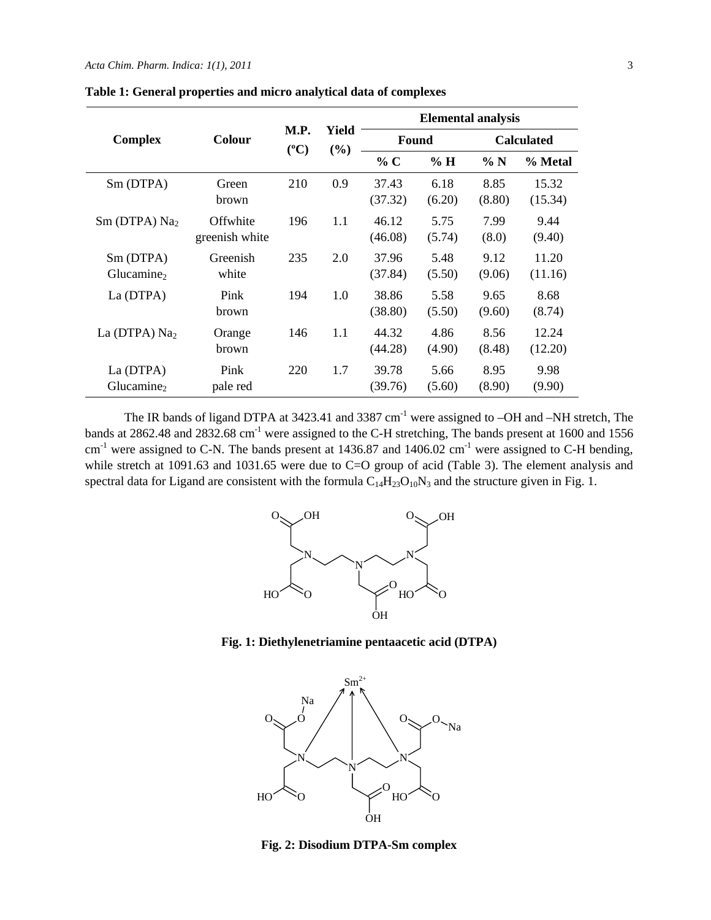**Table 1: General properties and micro analytical data of complexes**

| Complex | Colour | M.P. (°C) | Yield (%) | Elemental analysis | | | |
|---|---|---|---|---|---|---|---|
| | | | | Found | | Calculated | |
| | | | | % C | % H | % N | % Metal |
| Sm (DTPA) | Green brown | 210 | 0.9 | 37.43 (37.32) | 6.18 (6.20) | 8.85 (8.80) | 15.32 (15.34) |
| Sm (DTPA) $Na_2$ | Offwhite greenish white | 196 | 1.1 | 46.12 (46.08) | 5.75 (5.74) | 7.99 (8.0) | 9.44 (9.40) |
| Sm (DTPA) $Glucamine_2$ | Greenish white | 235 | 2.0 | 37.96 (37.84) | 5.48 (5.50) | 9.12 (9.06) | 11.20 (11.16) |
| La (DTPA) | Pink brown | 194 | 1.0 | 38.86 (38.80) | 5.58 (5.50) | 9.65 (9.60) | 8.68 (8.74) |
| La (DTPA) $Na_2$ | Orange brown | 146 | 1.1 | 44.32 (44.28) | 4.86 (4.90) | 8.56 (8.48) | 12.24 (12.20) |
| La (DTPA) $Glucamine_2$ | Pink pale red | 220 | 1.7 | 39.78 (39.76) | 5.66 (5.60) | 8.95 (8.90) | 9.98 (9.90) |

The IR bands of ligand DTPA at 3423.41 and 3387 $cm^{-1}$ were assigned to –OH and –NH stretch, The bands at 2862.48 and 2832.68 $cm^{-1}$ were assigned to the C-H stretching, The bands present at 1600 and 1556 $cm^{-1}$ were assigned to C-N. The bands present at 1436.87 and 1406.02 $cm^{-1}$ were assigned to C-H bending, while stretch at 1091.63 and 1031.65 were due to C=O group of acid (Table 3). The element analysis and spectral data for Ligand are consistent with the formula $C_{14}H_{23}O_{10}N_3$ and the structure given in Fig. 1.

**Fig. 1: Diethylenetriamine pentaacetic acid (DTPA)**

**Fig. 2: Disodium DTPA-Sm complex**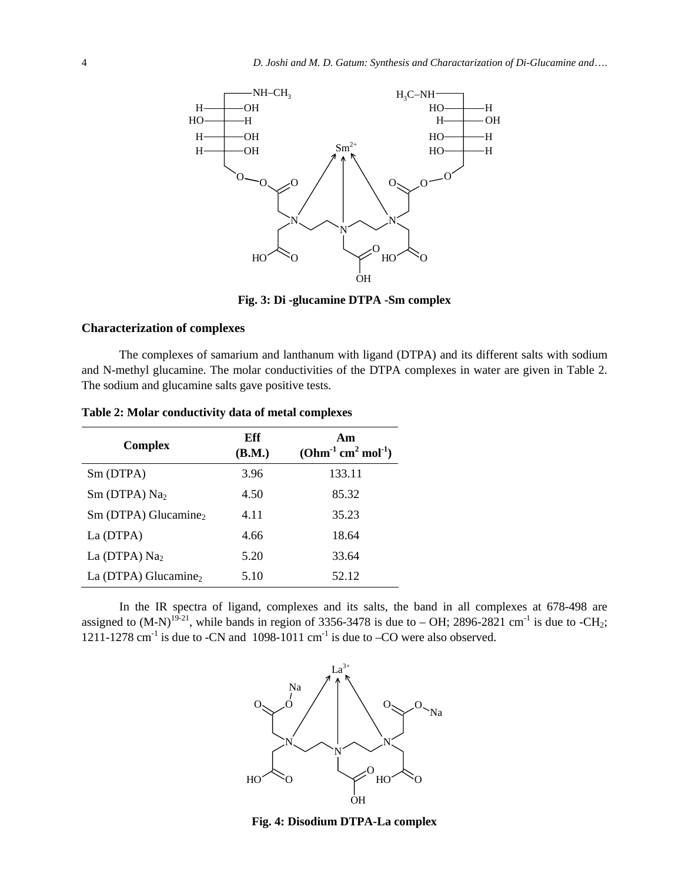**Fig. 3: Di -glucamine DTPA -Sm complex**

### Characterization of complexes

The complexes of samarium and lanthanum with ligand (DTPA) and its different salts with sodium and N-methyl glucamine. The molar conductivities of the DTPA complexes in water are given in Table 2. The sodium and glucamine salts gave positive tests.

**Table 2: Molar conductivity data of metal complexes**

| Complex | Eff (B.M.) | Am ($Ohm^{-1}$ $cm^2$ $mol^{-1}$) |
|---|---|---|
| Sm (DTPA) | 3.96 | 133.11 |
| Sm (DTPA) $Na_2$ | 4.50 | 85.32 |
| Sm (DTPA) $Glucamine_2$ | 4.11 | 35.23 |
| La (DTPA) | 4.66 | 18.64 |
| La (DTPA) $Na_2$ | 5.20 | 33.64 |
| La (DTPA) $Glucamine_2$ | 5.10 | 52.12 |

In the IR spectra of ligand, complexes and its salts, the band in all complexes at 678-498 are assigned to (M-N)[19-21], while bands in region of 3356-3478 is due to – OH; 2896-2821 $cm^{-1}$ is due to -$CH_2$; 1211-1278 $cm^{-1}$ is due to -CN and 1098-1011 $cm^{-1}$ is due to –CO were also observed.

**Fig. 4: Disodium DTPA-La complex**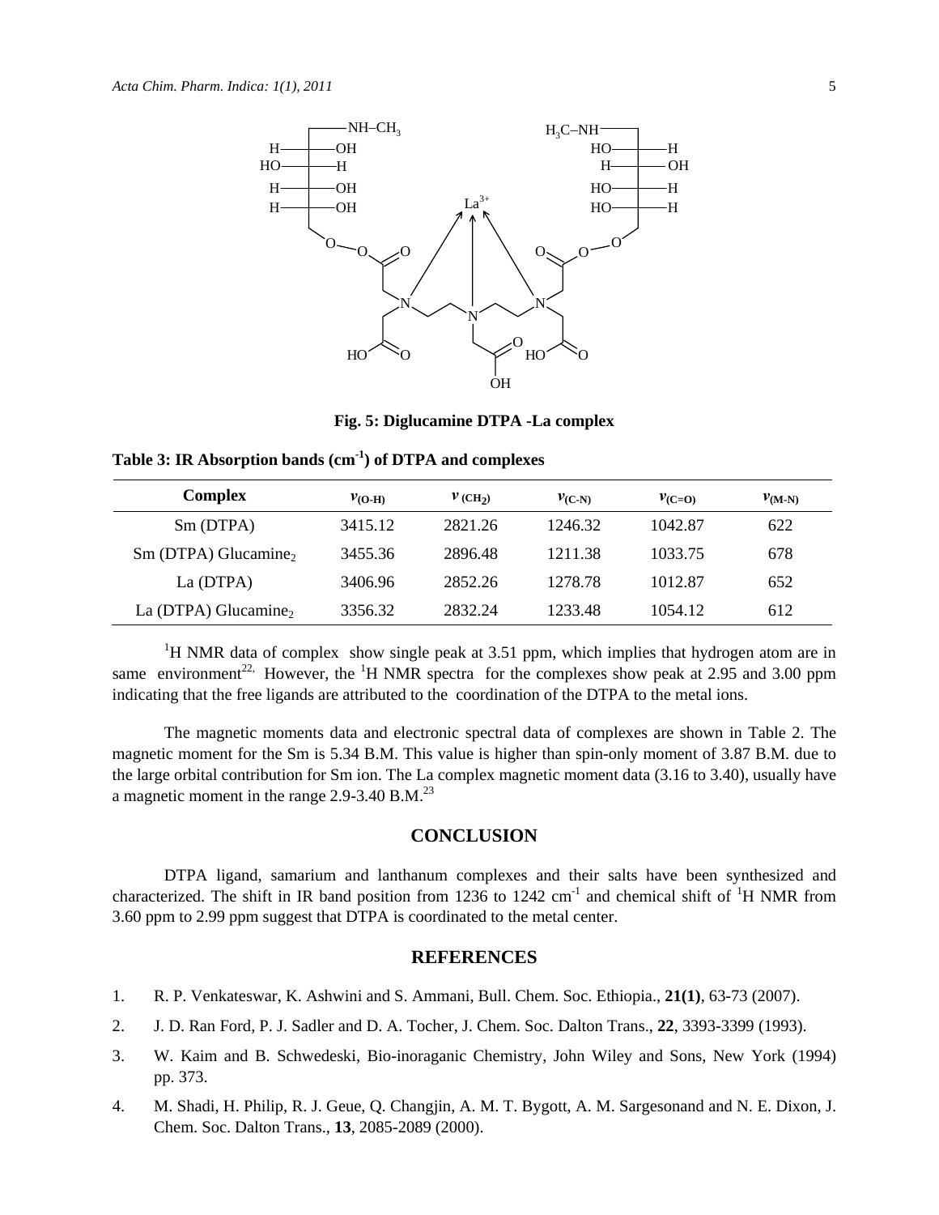Fig. 5: Diglucamine DTPA -La complex

**Table 3: IR Absorption bands (cm$^{-1}$) of DTPA and complexes**

| Complex | $\nu_{(O-H)}$ | $\nu_{(CH_2)}$ | $\nu_{(C-N)}$ | $\nu_{(C=O)}$ | $\nu_{(M-N)}$ |
|---|---|---|---|---|---|
| Sm (DTPA) | 3415.12 | 2821.26 | 1246.32 | 1042.87 | 622 |
| Sm (DTPA) Glucamine$_2$ | 3455.36 | 2896.48 | 1211.38 | 1033.75 | 678 |
| La (DTPA) | 3406.96 | 2852.26 | 1278.78 | 1012.87 | 652 |
| La (DTPA) Glucamine$_2$ | 3356.32 | 2832.24 | 1233.48 | 1054.12 | 612 |

$^1$H NMR data of complex show single peak at 3.51 ppm, which implies that hydrogen atom are in same environment[22]. However, the $^1$H NMR spectra for the complexes show peak at 2.95 and 3.00 ppm indicating that the free ligands are attributed to the coordination of the DTPA to the metal ions.

The magnetic moments data and electronic spectral data of complexes are shown in Table 2. The magnetic moment for the Sm is 5.34 B.M. This value is higher than spin-only moment of 3.87 B.M. due to the large orbital contribution for Sm ion. The La complex magnetic moment data (3.16 to 3.40), usually have a magnetic moment in the range 2.9-3.40 B.M.[23]

## CONCLUSION

DTPA ligand, samarium and lanthanum complexes and their salts have been synthesized and characterized. The shift in IR band position from 1236 to 1242 cm$^{-1}$ and chemical shift of $^1$H NMR from 3.60 ppm to 2.99 ppm suggest that DTPA is coordinated to the metal center.

## REFERENCES

1. R. P. Venkateswar, K. Ashwini and S. Ammani, Bull. Chem. Soc. Ethiopia., **21(1)**, 63-73 (2007).
2. J. D. Ran Ford, P. J. Sadler and D. A. Tocher, J. Chem. Soc. Dalton Trans., **22**, 3393-3399 (1993).
3. W. Kaim and B. Schwedeski, Bio-inoraganic Chemistry, John Wiley and Sons, New York (1994) pp. 373.
4. M. Shadi, H. Philip, R. J. Geue, Q. Changjin, A. M. T. Bygott, A. M. Sargesonand and N. E. Dixon, J. Chem. Soc. Dalton Trans., **13**, 2085-2089 (2000).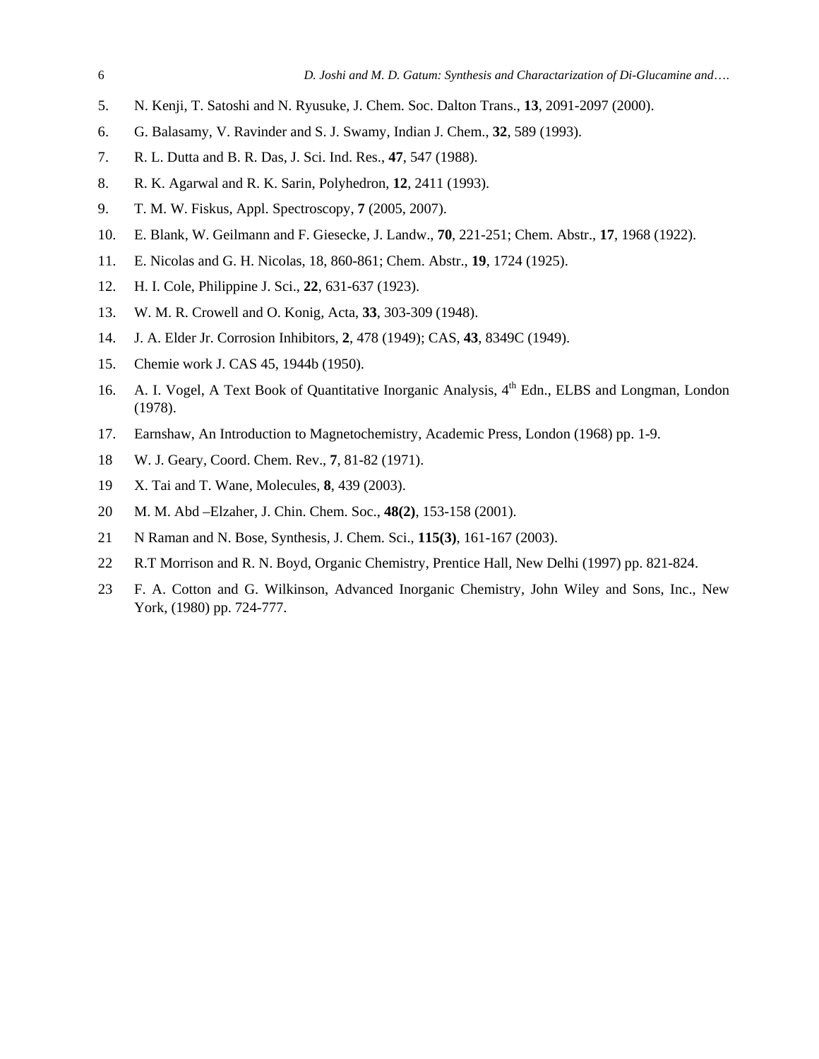5. N. Kenji, T. Satoshi and N. Ryusuke, J. Chem. Soc. Dalton Trans., **13**, 2091-2097 (2000).
6. G. Balasamy, V. Ravinder and S. J. Swamy, Indian J. Chem., **32**, 589 (1993).
7. R. L. Dutta and B. R. Das, J. Sci. Ind. Res., **47**, 547 (1988).
8. R. K. Agarwal and R. K. Sarin, Polyhedron, **12**, 2411 (1993).
9. T. M. W. Fiskus, Appl. Spectroscopy, **7** (2005, 2007).
10. E. Blank, W. Geilmann and F. Giesecke, J. Landw., **70**, 221-251; Chem. Abstr., **17**, 1968 (1922).
11. E. Nicolas and G. H. Nicolas, 18, 860-861; Chem. Abstr., **19**, 1724 (1925).
12. H. I. Cole, Philippine J. Sci., **22**, 631-637 (1923).
13. W. M. R. Crowell and O. Konig, Acta, **33**, 303-309 (1948).
14. J. A. Elder Jr. Corrosion Inhibitors, **2**, 478 (1949); CAS, **43**, 8349C (1949).
15. Chemie work J. CAS 45, 1944b (1950).
16. A. I. Vogel, A Text Book of Quantitative Inorganic Analysis, 4th Edn., ELBS and Longman, London (1978).
17. Earnshaw, An Introduction to Magnetochemistry, Academic Press, London (1968) pp. 1-9.
18 W. J. Geary, Coord. Chem. Rev., **7**, 81-82 (1971).
19 X. Tai and T. Wane, Molecules, **8**, 439 (2003).
20 M. M. Abd –Elzaher, J. Chin. Chem. Soc., **48(2)**, 153-158 (2001).
21 N Raman and N. Bose, Synthesis, J. Chem. Sci., **115(3)**, 161-167 (2003).
22 R.T Morrison and R. N. Boyd, Organic Chemistry, Prentice Hall, New Delhi (1997) pp. 821-824.
23 F. A. Cotton and G. Wilkinson, Advanced Inorganic Chemistry, John Wiley and Sons, Inc., New York, (1980) pp. 724-777.